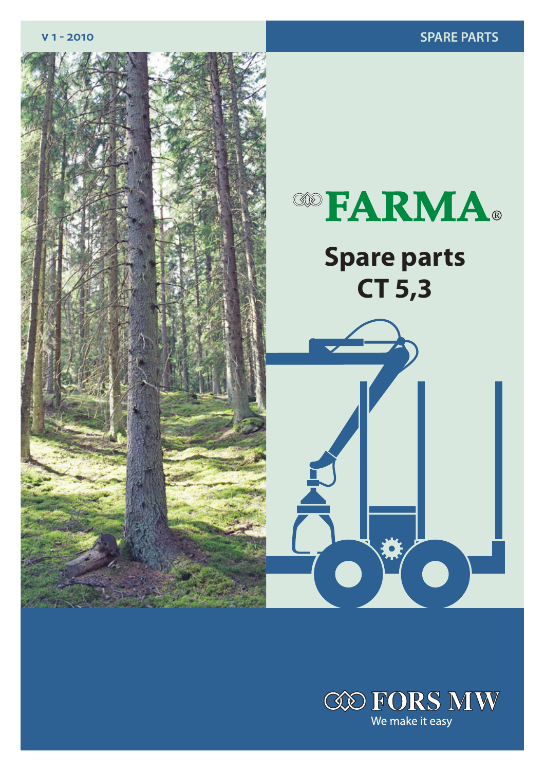V 1 - 2010

SPARE PARTS

FARMA®

# Spare parts CT 5,3

FORS MW

We make it easy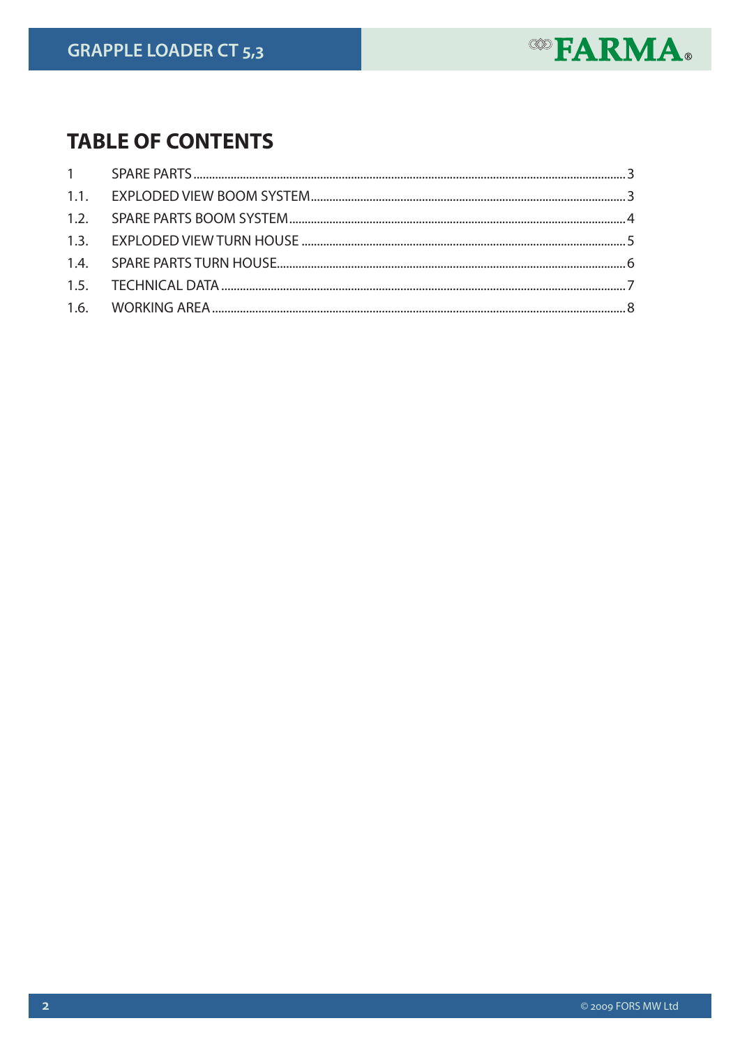# TABLE OF CONTENTS

1 SPARE PARTS ........................................................ 3
1.1. EXPLODED VIEW BOOM SYSTEM ........................................ 3
1.2. SPARE PARTS BOOM SYSTEM .......................................... 4
1.3. EXPLODED VIEW TURN HOUSE ......................................... 5
1.4. SPARE PARTS TURN HOUSE ........................................... 6
1.5. TECHNICAL DATA ................................................... 7
1.6. WORKING AREA ..................................................... 8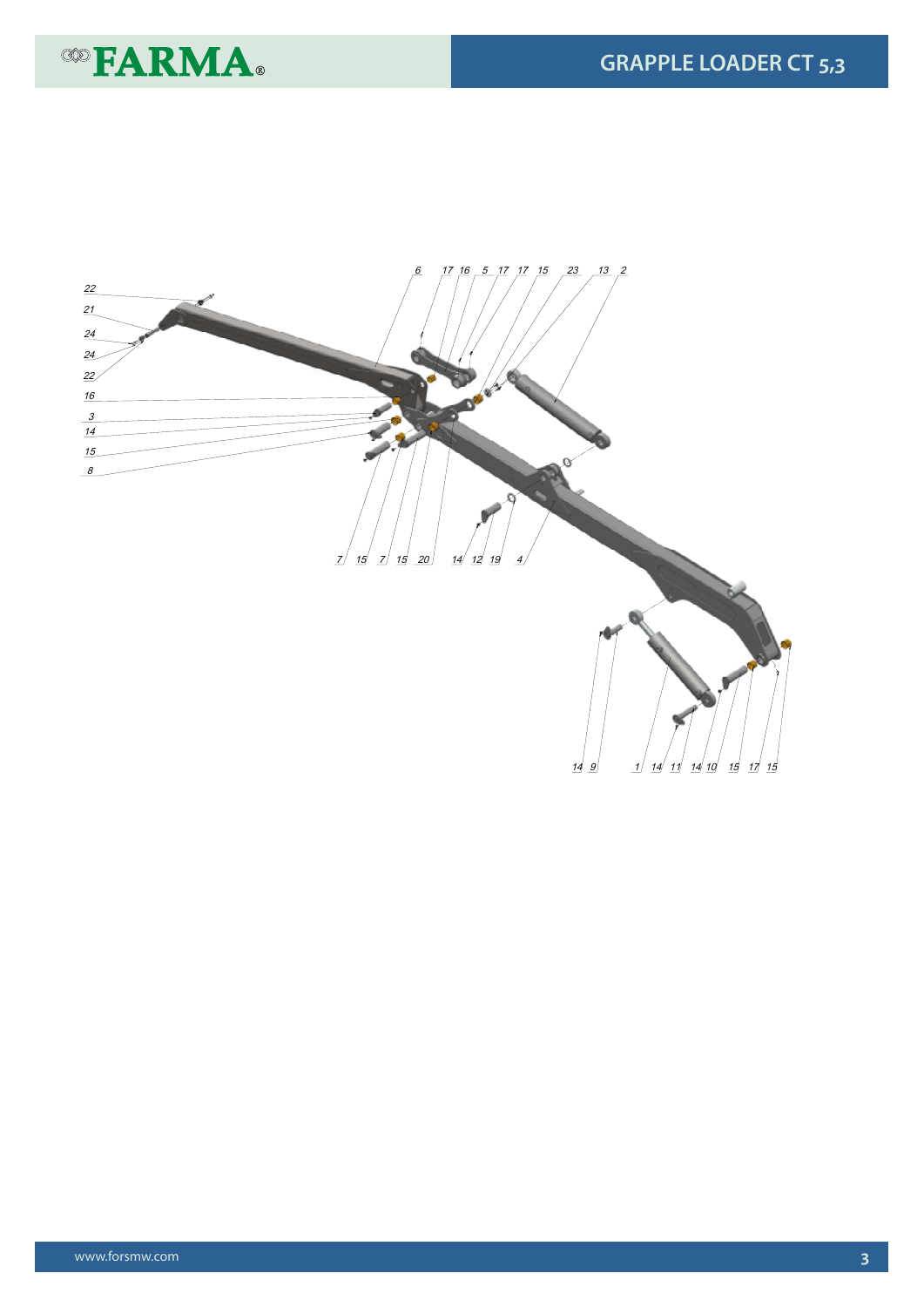22

21

24

24

22

16

3

14

15

8

6 17 16 5 17 17 15 23 13 2

7 15 7 15 20 14 12 19 4

14 9 1 14 11 14 10 15 17 15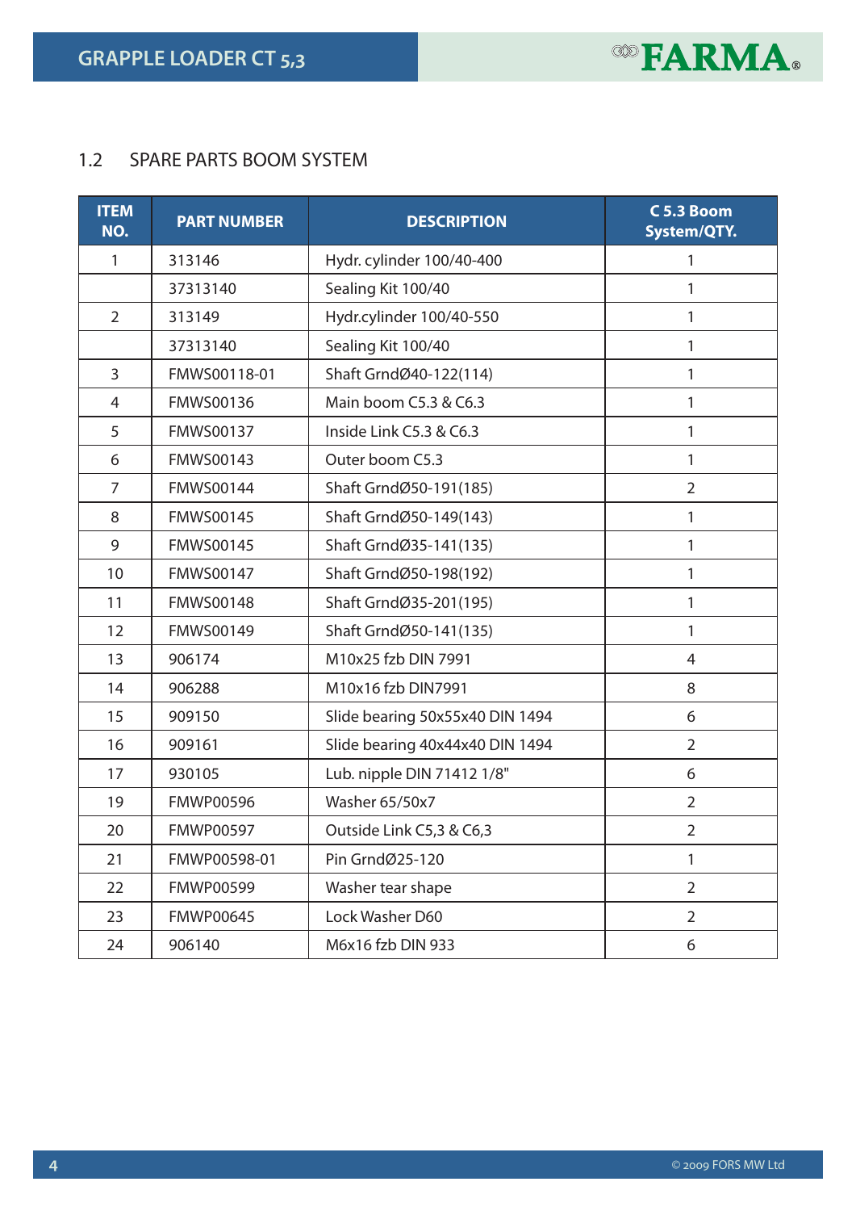## 1.2 SPARE PARTS BOOM SYSTEM

| ITEM NO. | PART NUMBER | DESCRIPTION | C 5.3 Boom System/QTY. |
|---|---|---|---|
| 1 | 313146 | Hydr. cylinder 100/40-400 | 1 |
| | 37313140 | Sealing Kit 100/40 | 1 |
| 2 | 313149 | Hydr.cylinder 100/40-550 | 1 |
| | 37313140 | Sealing Kit 100/40 | 1 |
| 3 | FMWS00118-01 | Shaft GrndØ40-122(114) | 1 |
| 4 | FMWS00136 | Main boom C5.3 & C6.3 | 1 |
| 5 | FMWS00137 | Inside Link C5.3 & C6.3 | 1 |
| 6 | FMWS00143 | Outer boom C5.3 | 1 |
| 7 | FMWS00144 | Shaft GrndØ50-191(185) | 2 |
| 8 | FMWS00145 | Shaft GrndØ50-149(143) | 1 |
| 9 | FMWS00145 | Shaft GrndØ35-141(135) | 1 |
| 10 | FMWS00147 | Shaft GrndØ50-198(192) | 1 |
| 11 | FMWS00148 | Shaft GrndØ35-201(195) | 1 |
| 12 | FMWS00149 | Shaft GrndØ50-141(135) | 1 |
| 13 | 906174 | M10x25 fzb DIN 7991 | 4 |
| 14 | 906288 | M10x16 fzb DIN7991 | 8 |
| 15 | 909150 | Slide bearing 50x55x40 DIN 1494 | 6 |
| 16 | 909161 | Slide bearing 40x44x40 DIN 1494 | 2 |
| 17 | 930105 | Lub. nipple DIN 71412 1/8" | 6 |
| 19 | FMWP00596 | Washer 65/50x7 | 2 |
| 20 | FMWP00597 | Outside Link C5,3 & C6,3 | 2 |
| 21 | FMWP00598-01 | Pin GrndØ25-120 | 1 |
| 22 | FMWP00599 | Washer tear shape | 2 |
| 23 | FMWP00645 | Lock Washer D60 | 2 |
| 24 | 906140 | M6x16 fzb DIN 933 | 6 |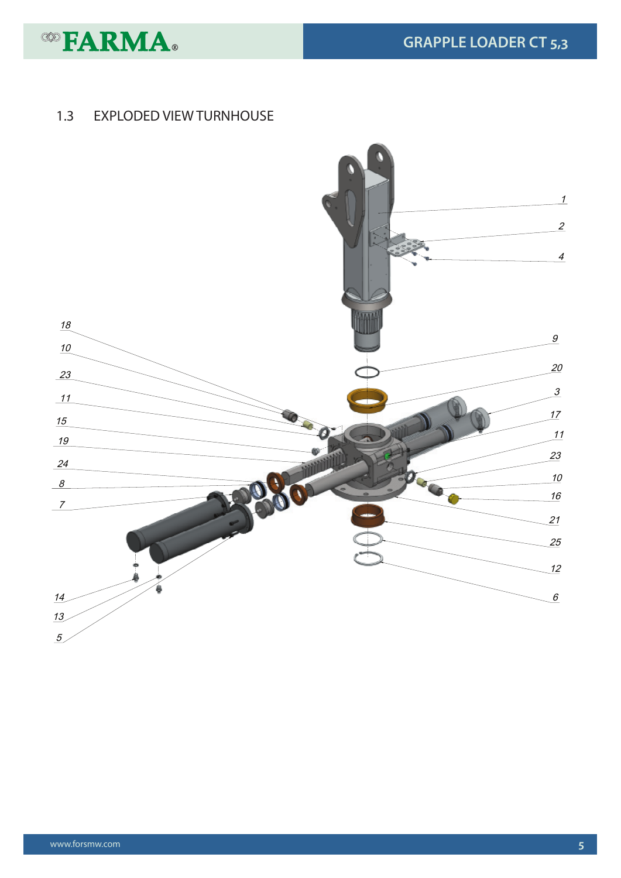## 1.3 EXPLODED VIEW TURNHOUSE

1
2
4
9
20
3
17
11
23
10
16
21
25
12
6
18
10
23
11
15
19
24
8
7
14
13
5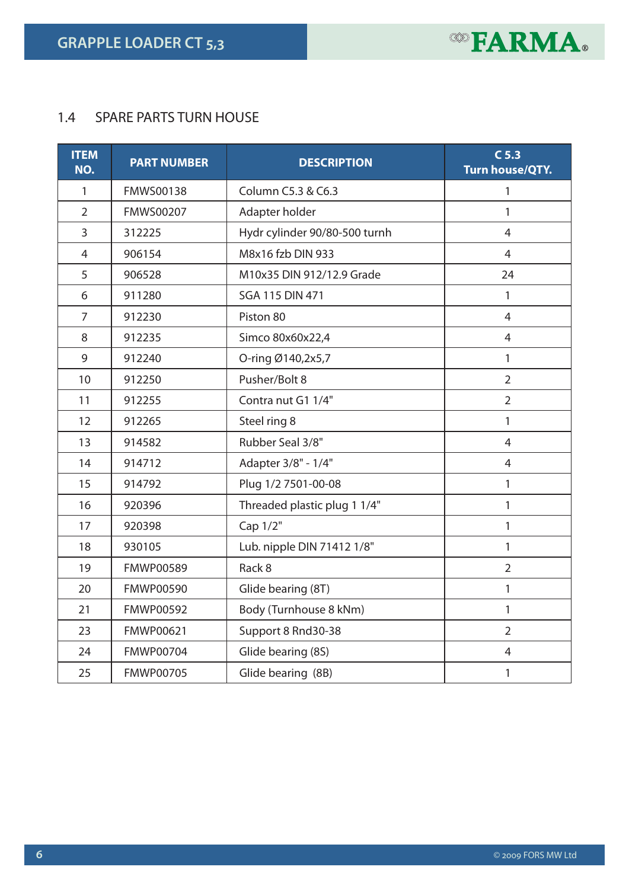## 1.4 SPARE PARTS TURN HOUSE

| ITEM NO. | PART NUMBER | DESCRIPTION | C 5.3 Turn house/QTY. |
|---|---|---|---|
| 1 | FMWS00138 | Column C5.3 & C6.3 | 1 |
| 2 | FMWS00207 | Adapter holder | 1 |
| 3 | 312225 | Hydr cylinder 90/80-500 turnh | 4 |
| 4 | 906154 | M8x16 fzb DIN 933 | 4 |
| 5 | 906528 | M10x35 DIN 912/12.9 Grade | 24 |
| 6 | 911280 | SGA 115 DIN 471 | 1 |
| 7 | 912230 | Piston 80 | 4 |
| 8 | 912235 | Simco 80x60x22,4 | 4 |
| 9 | 912240 | O-ring Ø140,2x5,7 | 1 |
| 10 | 912250 | Pusher/Bolt 8 | 2 |
| 11 | 912255 | Contra nut G1 1/4" | 2 |
| 12 | 912265 | Steel ring 8 | 1 |
| 13 | 914582 | Rubber Seal 3/8" | 4 |
| 14 | 914712 | Adapter 3/8" - 1/4" | 4 |
| 15 | 914792 | Plug 1/2 7501-00-08 | 1 |
| 16 | 920396 | Threaded plastic plug 1 1/4" | 1 |
| 17 | 920398 | Cap 1/2" | 1 |
| 18 | 930105 | Lub. nipple DIN 71412 1/8" | 1 |
| 19 | FMWP00589 | Rack 8 | 2 |
| 20 | FMWP00590 | Glide bearing (8T) | 1 |
| 21 | FMWP00592 | Body (Turnhouse 8 kNm) | 1 |
| 23 | FMWP00621 | Support 8 Rnd30-38 | 2 |
| 24 | FMWP00704 | Glide bearing (8S) | 4 |
| 25 | FMWP00705 | Glide bearing (8B) | 1 |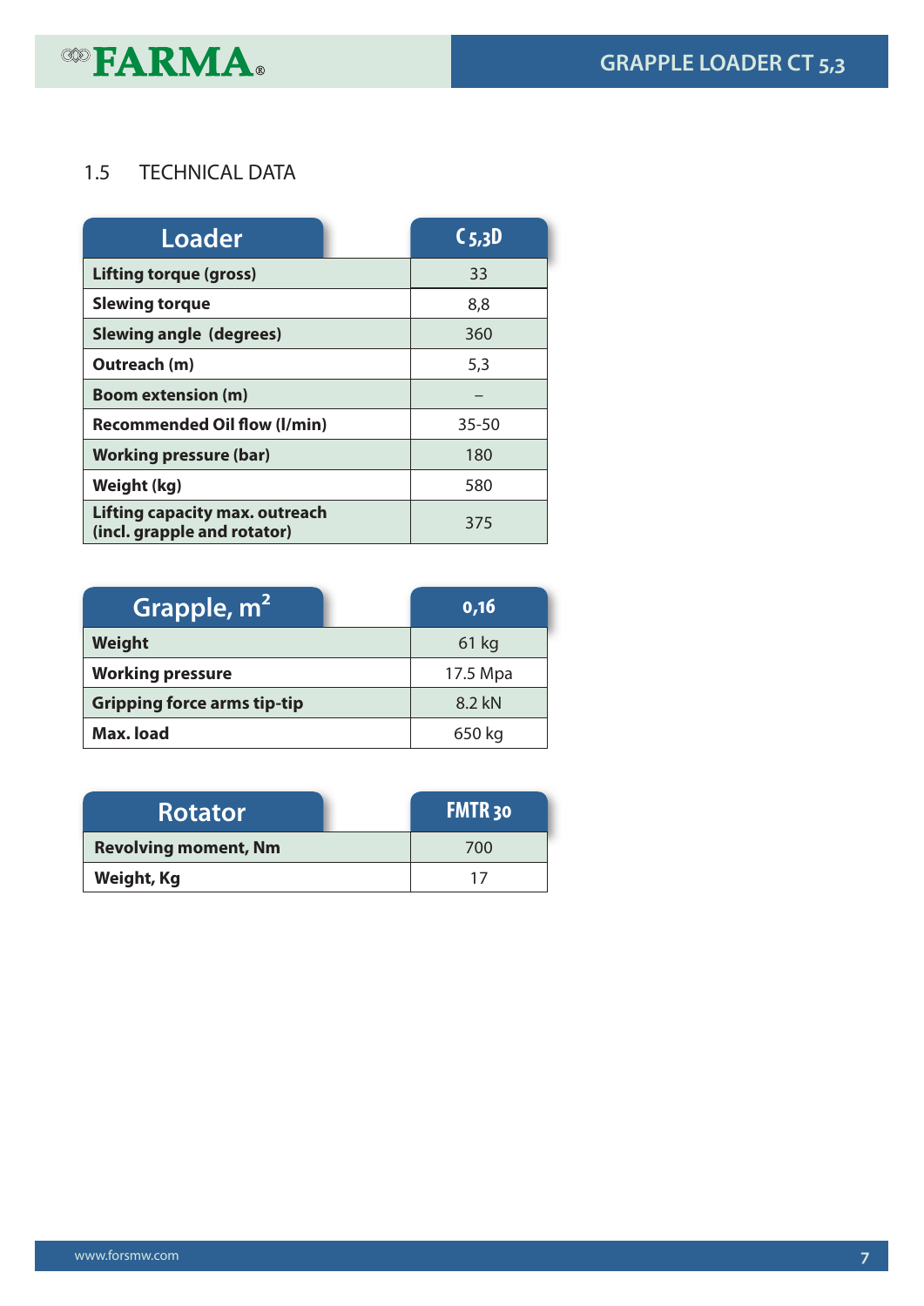## 1.5 TECHNICAL DATA

| Loader | C 5,3D |
|---|---|
| **Lifting torque (gross)** | 33 |
| **Slewing torque** | 8,8 |
| **Slewing angle (degrees)** | 360 |
| **Outreach (m)** | 5,3 |
| **Boom extension (m)** | – |
| **Recommended Oil flow (l/min)** | 35-50 |
| **Working pressure (bar)** | 180 |
| **Weight (kg)** | 580 |
| **Lifting capacity max. outreach (incl. grapple and rotator)** | 375 |

| Grapple, $m^2$ | 0,16 |
|---|---|
| **Weight** | 61 kg |
| **Working pressure** | 17.5 Mpa |
| **Gripping force arms tip-tip** | 8.2 kN |
| **Max. load** | 650 kg |

| Rotator | FMTR 30 |
|---|---|
| **Revolving moment, Nm** | 700 |
| **Weight, Kg** | 17 |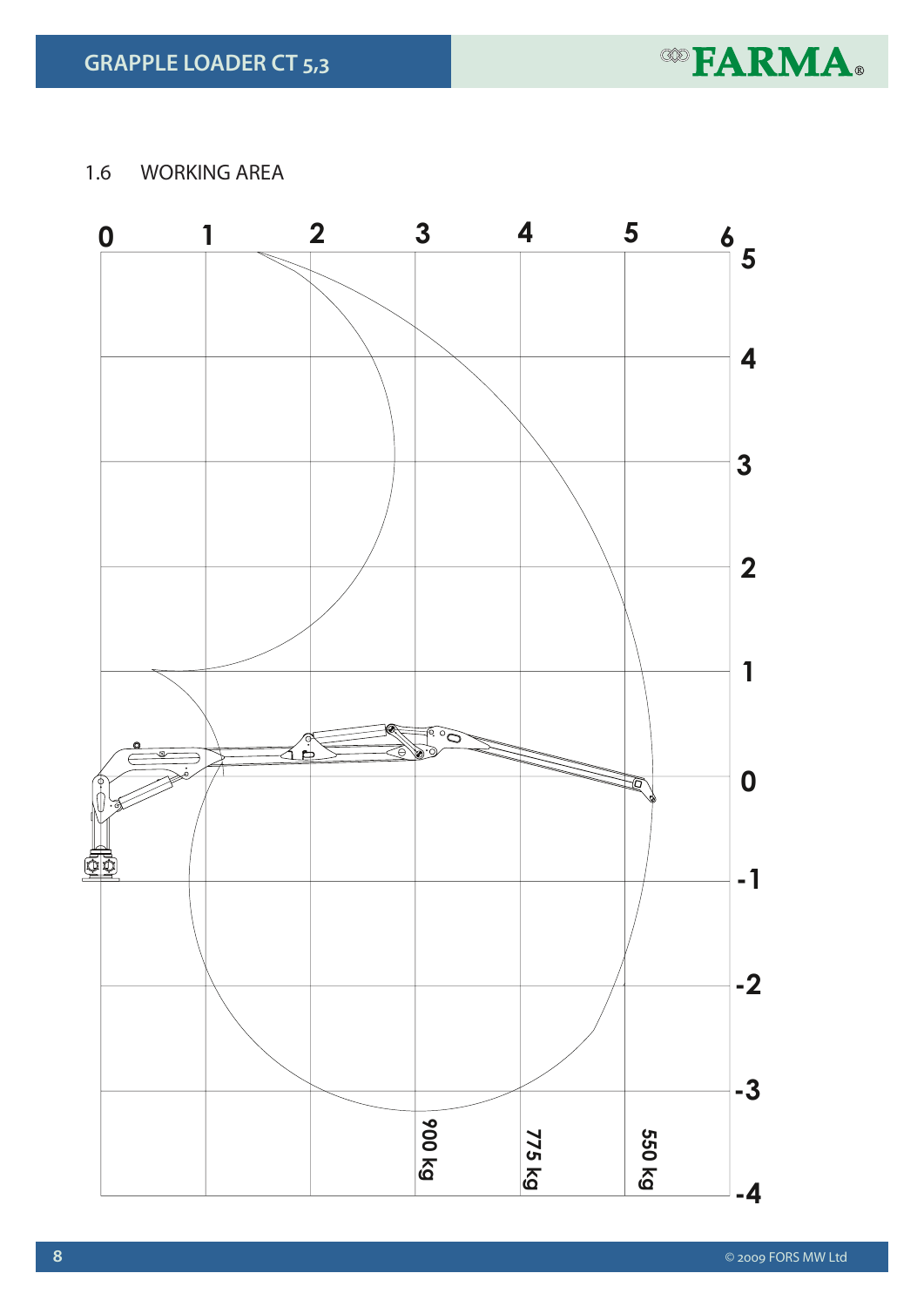## 1.6 WORKING AREA

0 1 2 3 4 5 6

5
4
3
2
1
0
-1
-2
-3
-4

900 kg
775 kg
550 kg